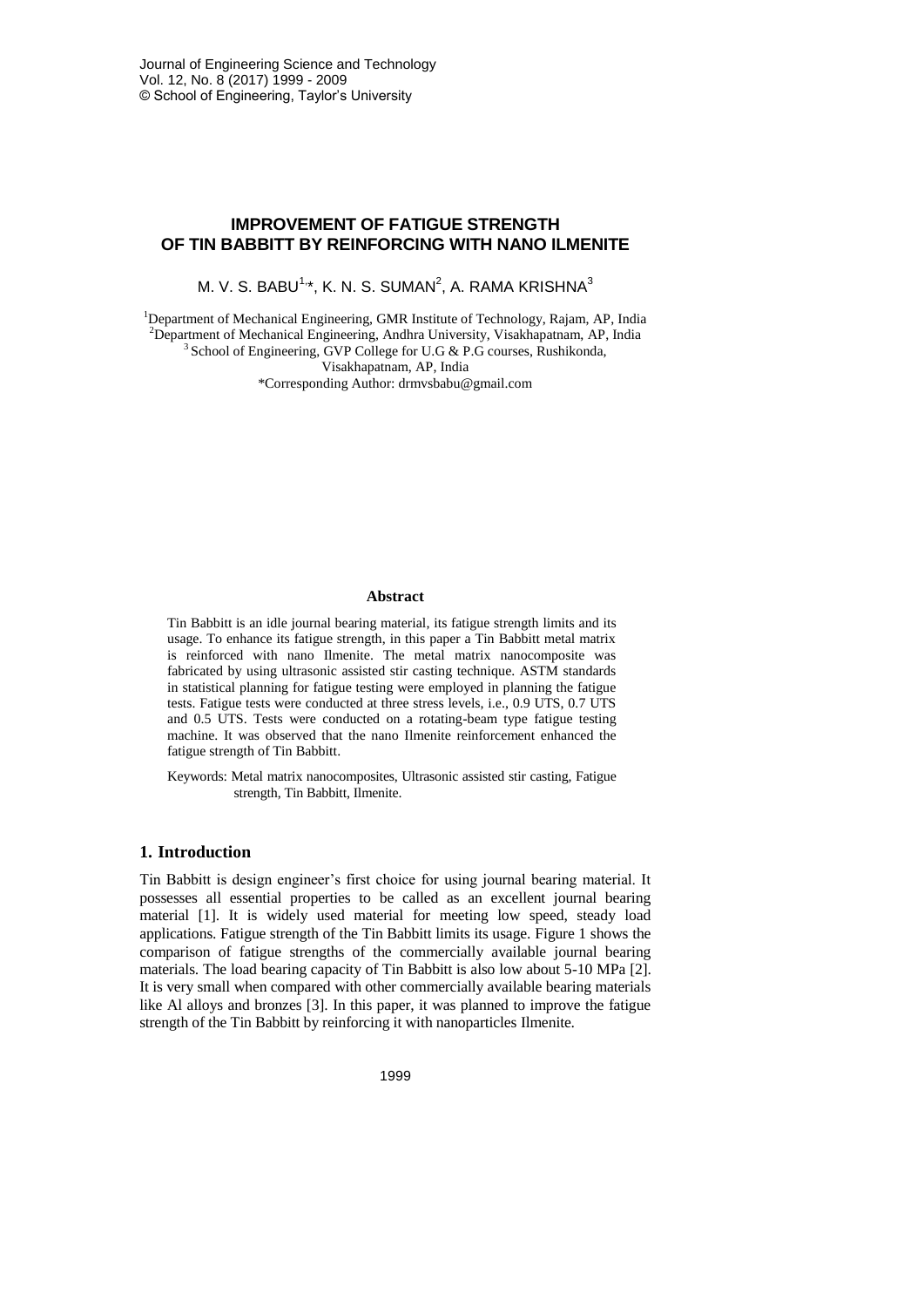# IMPROVEMENT OF FATIGUE STRENGTH OF TIN BABBITT BY REINFORCING WITH NANO ILMENITE

M. V. S. BABU[1,]*, K. N. S. SUMAN[2], A. RAMA KRISHNA[3]

[1]Department of Mechanical Engineering, GMR Institute of Technology, Rajam, AP, India
[2]Department of Mechanical Engineering, Andhra University, Visakhapatnam, AP, India
[3]School of Engineering, GVP College for U.G & P.G courses, Rushikonda, Visakhapatnam, AP, India
*Corresponding Author: drmvsbabu@gmail.com

### Abstract

Tin Babbitt is an idle journal bearing material, its fatigue strength limits and its usage. To enhance its fatigue strength, in this paper a Tin Babbitt metal matrix is reinforced with nano Ilmenite. The metal matrix nanocomposite was fabricated by using ultrasonic assisted stir casting technique. ASTM standards in statistical planning for fatigue testing were employed in planning the fatigue tests. Fatigue tests were conducted at three stress levels, i.e., 0.9 UTS, 0.7 UTS and 0.5 UTS. Tests were conducted on a rotating-beam type fatigue testing machine. It was observed that the nano Ilmenite reinforcement enhanced the fatigue strength of Tin Babbitt.

Keywords: Metal matrix nanocomposites, Ultrasonic assisted stir casting, Fatigue strength, Tin Babbitt, Ilmenite.

## 1. Introduction

Tin Babbitt is design engineer's first choice for using journal bearing material. It possesses all essential properties to be called as an excellent journal bearing material [1]. It is widely used material for meeting low speed, steady load applications. Fatigue strength of the Tin Babbitt limits its usage. Figure 1 shows the comparison of fatigue strengths of the commercially available journal bearing materials. The load bearing capacity of Tin Babbitt is also low about 5-10 MPa [2]. It is very small when compared with other commercially available bearing materials like Al alloys and bronzes [3]. In this paper, it was planned to improve the fatigue strength of the Tin Babbitt by reinforcing it with nanoparticles Ilmenite.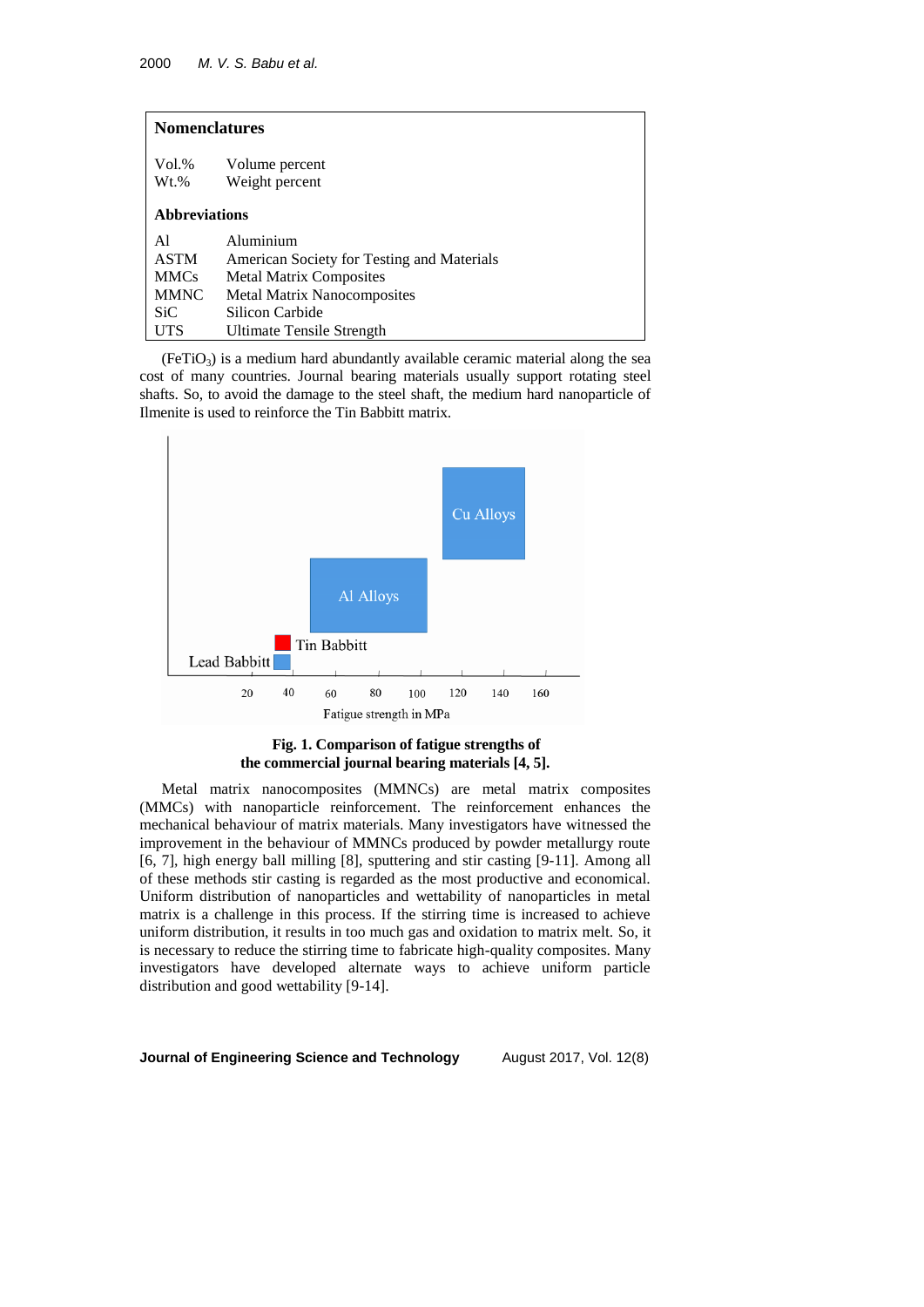**Nomenclatures**

| | |
|---|---|
| Vol.% | Volume percent |
| Wt.% | Weight percent |

**Abbreviations**

| | |
|---|---|
| Al | Aluminium |
| ASTM | American Society for Testing and Materials |
| MMCs | Metal Matrix Composites |
| MMNC | Metal Matrix Nanocomposites |
| SiC | Silicon Carbide |
| UTS | Ultimate Tensile Strength |

($FeTiO_3$) is a medium hard abundantly available ceramic material along the sea cost of many countries. Journal bearing materials usually support rotating steel shafts. So, to avoid the damage to the steel shaft, the medium hard nanoparticle of Ilmenite is used to reinforce the Tin Babbitt matrix.

**Fig. 1. Comparison of fatigue strengths of the commercial journal bearing materials [4, 5].**

Metal matrix nanocomposites (MMNCs) are metal matrix composites (MMCs) with nanoparticle reinforcement. The reinforcement enhances the mechanical behaviour of matrix materials. Many investigators have witnessed the improvement in the behaviour of MMNCs produced by powder metallurgy route [6, 7], high energy ball milling [8], sputtering and stir casting [9-11]. Among all of these methods stir casting is regarded as the most productive and economical. Uniform distribution of nanoparticles and wettability of nanoparticles in metal matrix is a challenge in this process. If the stirring time is increased to achieve uniform distribution, it results in too much gas and oxidation to matrix melt. So, it is necessary to reduce the stirring time to fabricate high-quality composites. Many investigators have developed alternate ways to achieve uniform particle distribution and good wettability [9-14].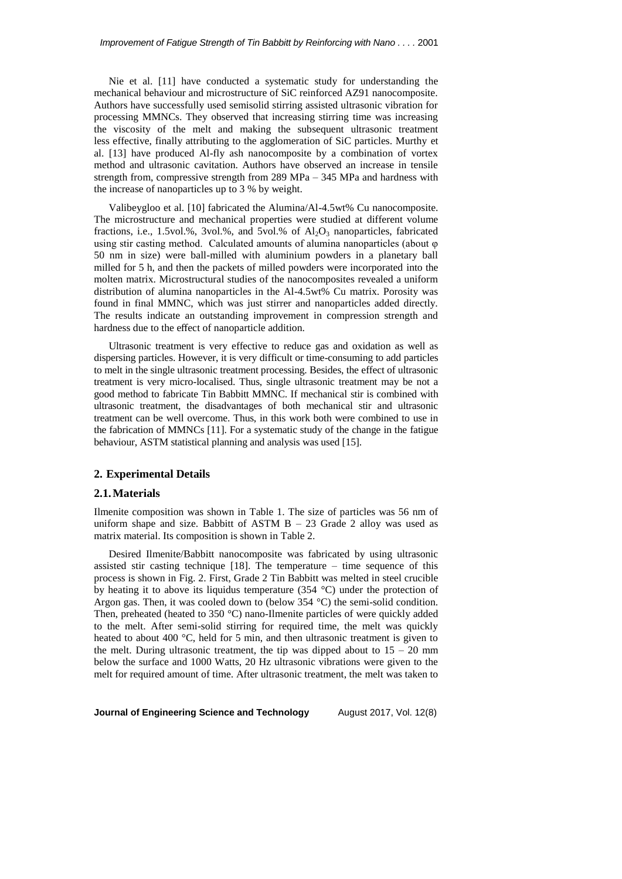Nie et al. [11] have conducted a systematic study for understanding the mechanical behaviour and microstructure of SiC reinforced AZ91 nanocomposite. Authors have successfully used semisolid stirring assisted ultrasonic vibration for processing MMNCs. They observed that increasing stirring time was increasing the viscosity of the melt and making the subsequent ultrasonic treatment less effective, finally attributing to the agglomeration of SiC particles. Murthy et al. [13] have produced Al-fly ash nanocomposite by a combination of vortex method and ultrasonic cavitation. Authors have observed an increase in tensile strength from, compressive strength from 289 MPa – 345 MPa and hardness with the increase of nanoparticles up to 3 % by weight.

Valibeygloo et al. [10] fabricated the Alumina/Al-4.5wt% Cu nanocomposite. The microstructure and mechanical properties were studied at different volume fractions, i.e., 1.5vol.%, 3vol.%, and 5vol.% of $Al_2O_3$ nanoparticles, fabricated using stir casting method. Calculated amounts of alumina nanoparticles (about φ 50 nm in size) were ball-milled with aluminium powders in a planetary ball milled for 5 h, and then the packets of milled powders were incorporated into the molten matrix. Microstructural studies of the nanocomposites revealed a uniform distribution of alumina nanoparticles in the Al-4.5wt% Cu matrix. Porosity was found in final MMNC, which was just stirrer and nanoparticles added directly. The results indicate an outstanding improvement in compression strength and hardness due to the effect of nanoparticle addition.

Ultrasonic treatment is very effective to reduce gas and oxidation as well as dispersing particles. However, it is very difficult or time-consuming to add particles to melt in the single ultrasonic treatment processing. Besides, the effect of ultrasonic treatment is very micro-localised. Thus, single ultrasonic treatment may be not a good method to fabricate Tin Babbitt MMNC. If mechanical stir is combined with ultrasonic treatment, the disadvantages of both mechanical stir and ultrasonic treatment can be well overcome. Thus, in this work both were combined to use in the fabrication of MMNCs [11]. For a systematic study of the change in the fatigue behaviour, ASTM statistical planning and analysis was used [15].

## 2. Experimental Details

### 2.1. Materials

Ilmenite composition was shown in Table 1. The size of particles was 56 nm of uniform shape and size. Babbitt of ASTM B – 23 Grade 2 alloy was used as matrix material. Its composition is shown in Table 2.

Desired Ilmenite/Babbitt nanocomposite was fabricated by using ultrasonic assisted stir casting technique [18]. The temperature – time sequence of this process is shown in Fig. 2. First, Grade 2 Tin Babbitt was melted in steel crucible by heating it to above its liquidus temperature (354 °C) under the protection of Argon gas. Then, it was cooled down to (below 354 °C) the semi-solid condition. Then, preheated (heated to 350 °C) nano-Ilmenite particles of were quickly added to the melt. After semi-solid stirring for required time, the melt was quickly heated to about 400 °C, held for 5 min, and then ultrasonic treatment is given to the melt. During ultrasonic treatment, the tip was dipped about to 15 – 20 mm below the surface and 1000 Watts, 20 Hz ultrasonic vibrations were given to the melt for required amount of time. After ultrasonic treatment, the melt was taken to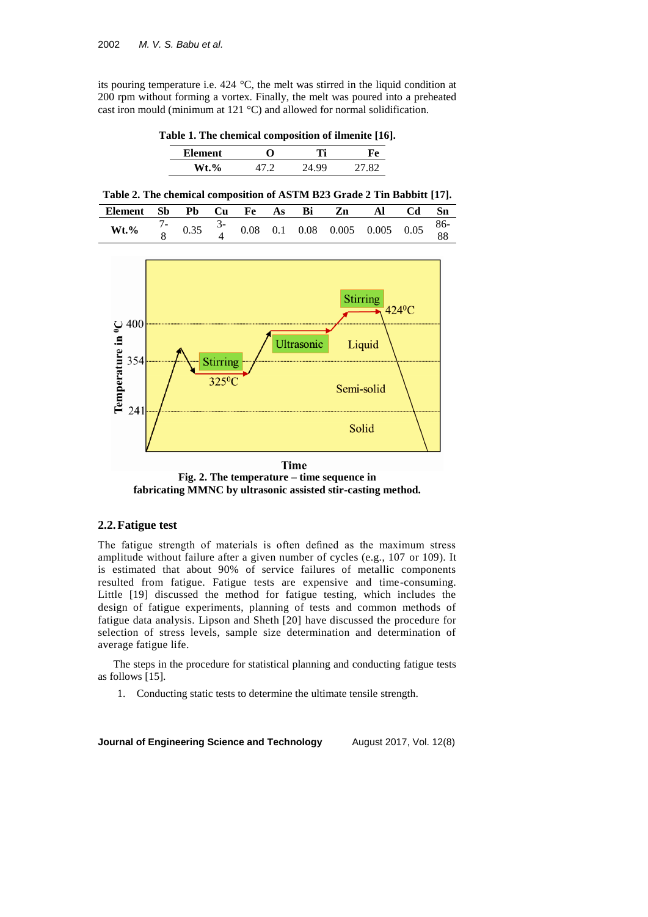its pouring temperature i.e. 424 °C, the melt was stirred in the liquid condition at 200 rpm without forming a vortex. Finally, the melt was poured into a preheated cast iron mould (minimum at 121 °C) and allowed for normal solidification.

**Table 1. The chemical composition of ilmenite [16].**

| Element | O | Ti | Fe |
|---|---|---|---|
| Wt.% | 47.2 | 24.99 | 27.82 |

**Table 2. The chemical composition of ASTM B23 Grade 2 Tin Babbitt [17].**

| Element | Sb | Pb | Cu | Fe | As | Bi | Zn | Al | Cd | Sn |
|---|---|---|---|---|---|---|---|---|---|---|
| Wt.% | 7-8 | 0.35 | 3-4 | 0.08 | 0.1 | 0.08 | 0.005 | 0.005 | 0.05 | 86-88 |

**Fig. 2. The temperature – time sequence in fabricating MMNC by ultrasonic assisted stir-casting method.**

## 2.2. Fatigue test

The fatigue strength of materials is often defined as the maximum stress amplitude without failure after a given number of cycles (e.g., 107 or 109). It is estimated that about 90% of service failures of metallic components resulted from fatigue. Fatigue tests are expensive and time-consuming. Little [19] discussed the method for fatigue testing, which includes the design of fatigue experiments, planning of tests and common methods of fatigue data analysis. Lipson and Sheth [20] have discussed the procedure for selection of stress levels, sample size determination and determination of average fatigue life.

The steps in the procedure for statistical planning and conducting fatigue tests as follows [15].

1. Conducting static tests to determine the ultimate tensile strength.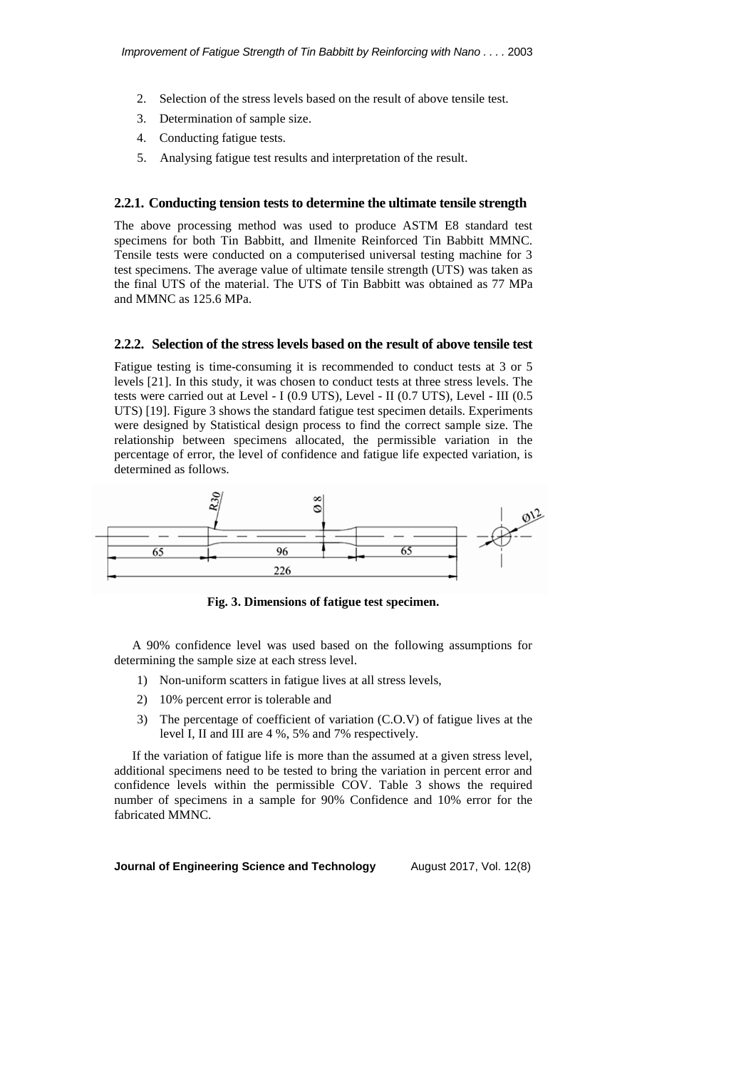2. Selection of the stress levels based on the result of above tensile test.
3. Determination of sample size.
4. Conducting fatigue tests.
5. Analysing fatigue test results and interpretation of the result.

### 2.2.1. Conducting tension tests to determine the ultimate tensile strength

The above processing method was used to produce ASTM E8 standard test specimens for both Tin Babbitt, and Ilmenite Reinforced Tin Babbitt MMNC. Tensile tests were conducted on a computerised universal testing machine for 3 test specimens. The average value of ultimate tensile strength (UTS) was taken as the final UTS of the material. The UTS of Tin Babbitt was obtained as 77 MPa and MMNC as 125.6 MPa.

### 2.2.2. Selection of the stress levels based on the result of above tensile test

Fatigue testing is time-consuming it is recommended to conduct tests at 3 or 5 levels [21]. In this study, it was chosen to conduct tests at three stress levels. The tests were carried out at Level - I (0.9 UTS), Level - II (0.7 UTS), Level - III (0.5 UTS) [19]. Figure 3 shows the standard fatigue test specimen details. Experiments were designed by Statistical design process to find the correct sample size. The relationship between specimens allocated, the permissible variation in the percentage of error, the level of confidence and fatigue life expected variation, is determined as follows.

**Fig. 3. Dimensions of fatigue test specimen.**

A 90% confidence level was used based on the following assumptions for determining the sample size at each stress level.

1) Non-uniform scatters in fatigue lives at all stress levels,
2) 10% percent error is tolerable and
3) The percentage of coefficient of variation (C.O.V) of fatigue lives at the level I, II and III are 4 %, 5% and 7% respectively.

If the variation of fatigue life is more than the assumed at a given stress level, additional specimens need to be tested to bring the variation in percent error and confidence levels within the permissible COV. Table 3 shows the required number of specimens in a sample for 90% Confidence and 10% error for the fabricated MMNC.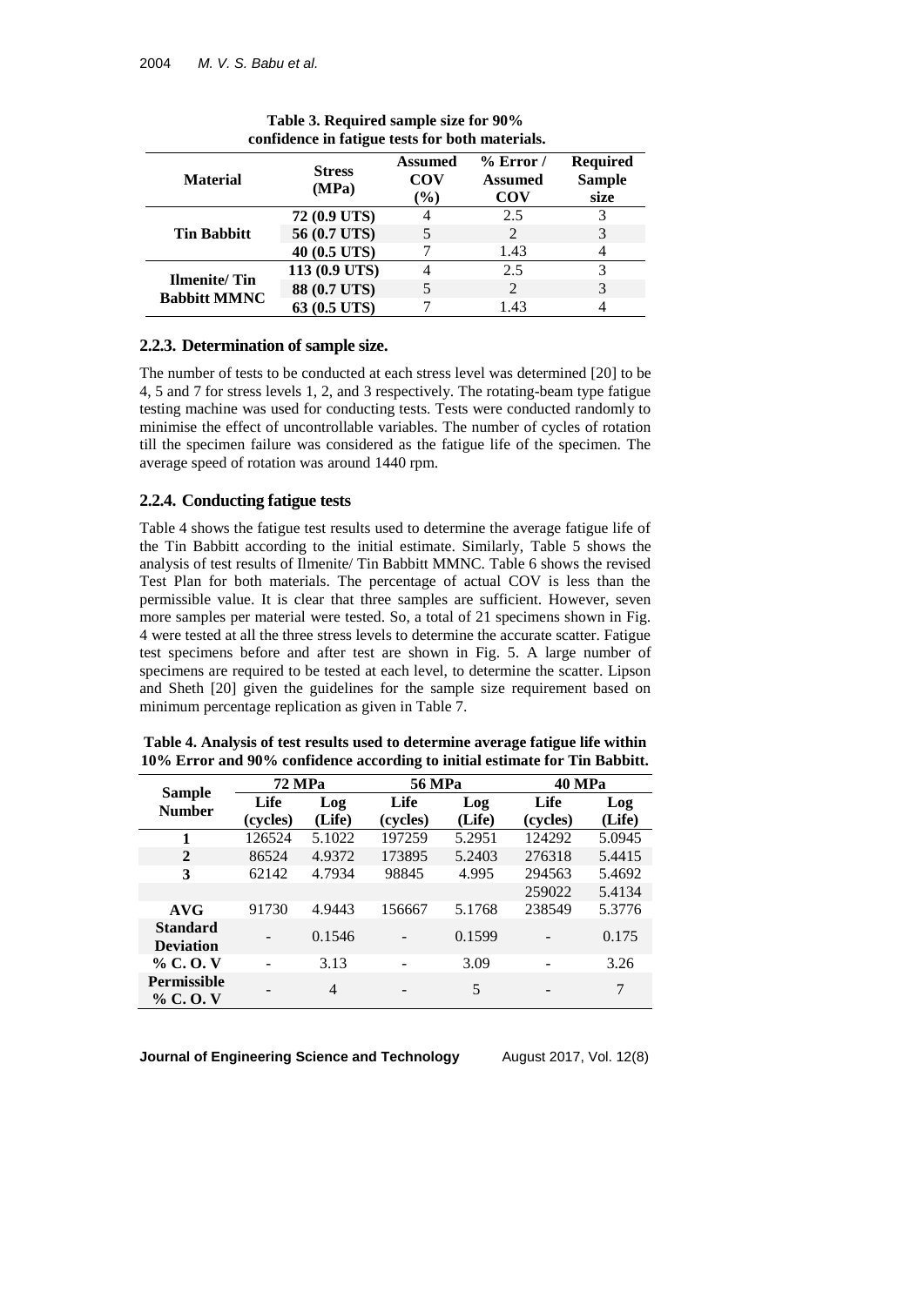**Table 3. Required sample size for 90% confidence in fatigue tests for both materials.**

| Material | Stress (MPa) | Assumed COV (%) | % Error / Assumed COV | Required Sample size |
|---|---|---|---|---|
| Tin Babbitt | 72 (0.9 UTS) | 4 | 2.5 | 3 |
| | 56 (0.7 UTS) | 5 | 2 | 3 |
| | 40 (0.5 UTS) | 7 | 1.43 | 4 |
| Ilmenite/ Tin Babbitt MMNC | 113 (0.9 UTS) | 4 | 2.5 | 3 |
| | 88 (0.7 UTS) | 5 | 2 | 3 |
| | 63 (0.5 UTS) | 7 | 1.43 | 4 |

### 2.2.3. Determination of sample size.

The number of tests to be conducted at each stress level was determined [20] to be 4, 5 and 7 for stress levels 1, 2, and 3 respectively. The rotating-beam type fatigue testing machine was used for conducting tests. Tests were conducted randomly to minimise the effect of uncontrollable variables. The number of cycles of rotation till the specimen failure was considered as the fatigue life of the specimen. The average speed of rotation was around 1440 rpm.

### 2.2.4. Conducting fatigue tests

Table 4 shows the fatigue test results used to determine the average fatigue life of the Tin Babbitt according to the initial estimate. Similarly, Table 5 shows the analysis of test results of Ilmenite/ Tin Babbitt MMNC. Table 6 shows the revised Test Plan for both materials. The percentage of actual COV is less than the permissible value. It is clear that three samples are sufficient. However, seven more samples per material were tested. So, a total of 21 specimens shown in Fig. 4 were tested at all the three stress levels to determine the accurate scatter. Fatigue test specimens before and after test are shown in Fig. 5. A large number of specimens are required to be tested at each level, to determine the scatter. Lipson and Sheth [20] given the guidelines for the sample size requirement based on minimum percentage replication as given in Table 7.

**Table 4. Analysis of test results used to determine average fatigue life within 10% Error and 90% confidence according to initial estimate for Tin Babbitt.**

| Sample Number | 72 MPa | | 56 MPa | | 40 MPa | |
|---|---|---|---|---|---|---|
| | Life (cycles) | Log (Life) | Life (cycles) | Log (Life) | Life (cycles) | Log (Life) |
| **1** | 126524 | 5.1022 | 197259 | 5.2951 | 124292 | 5.0945 |
| **2** | 86524 | 4.9372 | 173895 | 5.2403 | 276318 | 5.4415 |
| **3** | 62142 | 4.7934 | 98845 | 4.995 | 294563 | 5.4692 |
| | | | | | 259022 | 5.4134 |
| **AVG** | 91730 | 4.9443 | 156667 | 5.1768 | 238549 | 5.3776 |
| **Standard Deviation** | - | 0.1546 | - | 0.1599 | - | 0.175 |
| **% C. O. V** | - | 3.13 | - | 3.09 | - | 3.26 |
| **Permissible % C. O. V** | - | 4 | - | 5 | - | 7 |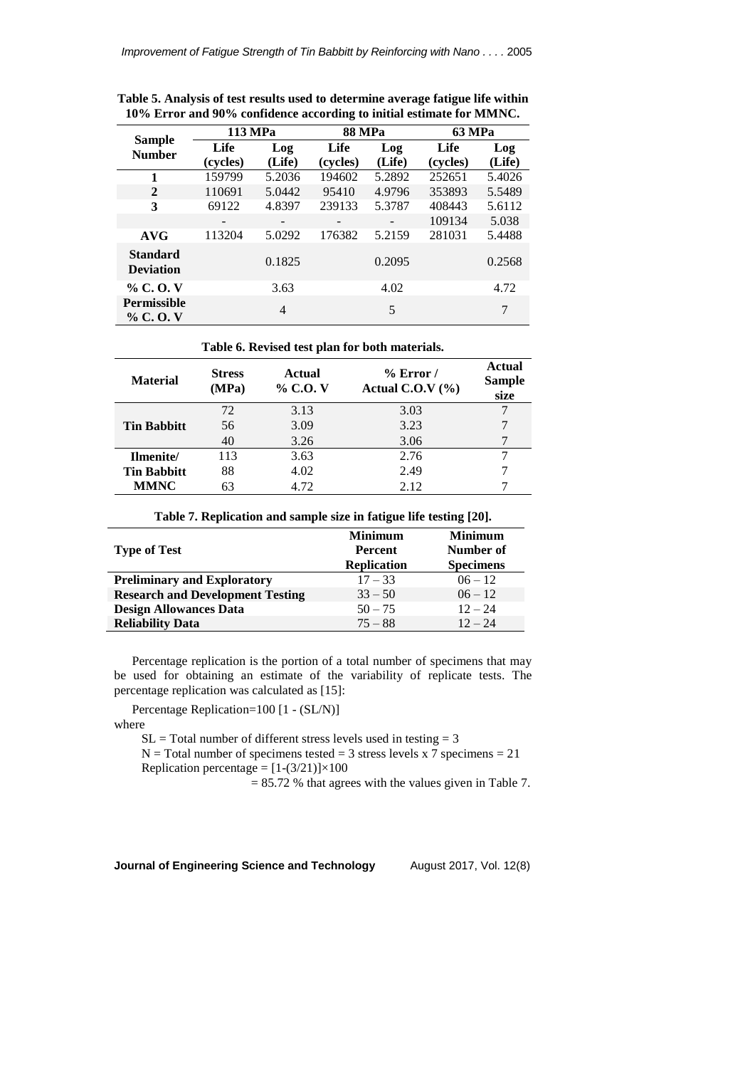**Table 5. Analysis of test results used to determine average fatigue life within 10% Error and 90% confidence according to initial estimate for MMNC.**

| Sample Number | 113 MPa | | 88 MPa | | 63 MPa | |
|---|---|---|---|---|---|---|
| | Life (cycles) | Log (Life) | Life (cycles) | Log (Life) | Life (cycles) | Log (Life) |
| **1** | 159799 | 5.2036 | 194602 | 5.2892 | 252651 | 5.4026 |
| **2** | 110691 | 5.0442 | 95410 | 4.9796 | 353893 | 5.5489 |
| **3** | 69122 | 4.8397 | 239133 | 5.3787 | 408443 | 5.6112 |
| | - | - | - | - | 109134 | 5.038 |
| **AVG** | 113204 | 5.0292 | 176382 | 5.2159 | 281031 | 5.4488 |
| **Standard Deviation** | | 0.1825 | | 0.2095 | | 0.2568 |
| **% C. O. V** | | 3.63 | | 4.02 | | 4.72 |
| **Permissible % C. O. V** | | 4 | | 5 | | 7 |

**Table 6. Revised test plan for both materials.**

| Material | Stress (MPa) | Actual % C.O. V | % Error / Actual C.O.V (%) | Actual Sample size |
|---|---|---|---|---|
| **Tin Babbitt** | 72 | 3.13 | 3.03 | 7 |
| | 56 | 3.09 | 3.23 | 7 |
| | 40 | 3.26 | 3.06 | 7 |
| **Ilmenite/ Tin Babbitt MMNC** | 113 | 3.63 | 2.76 | 7 |
| | 88 | 4.02 | 2.49 | 7 |
| | 63 | 4.72 | 2.12 | 7 |

**Table 7. Replication and sample size in fatigue life testing [20].**

| Type of Test | Minimum Percent Replication | Minimum Number of Specimens |
|---|---|---|
| **Preliminary and Exploratory** | 17 – 33 | 06 – 12 |
| **Research and Development Testing** | 33 – 50 | 06 – 12 |
| **Design Allowances Data** | 50 – 75 | 12 – 24 |
| **Reliability Data** | 75 – 88 | 12 – 24 |

Percentage replication is the portion of a total number of specimens that may be used for obtaining an estimate of the variability of replicate tests. The percentage replication was calculated as [15]:

Percentage Replication=100 [1 - (SL/N)]

where

SL = Total number of different stress levels used in testing = 3

N = Total number of specimens tested = 3 stress levels x 7 specimens = 21

Replication percentage = $[1-(3/21)]\times100$

= 85.72 % that agrees with the values given in Table 7.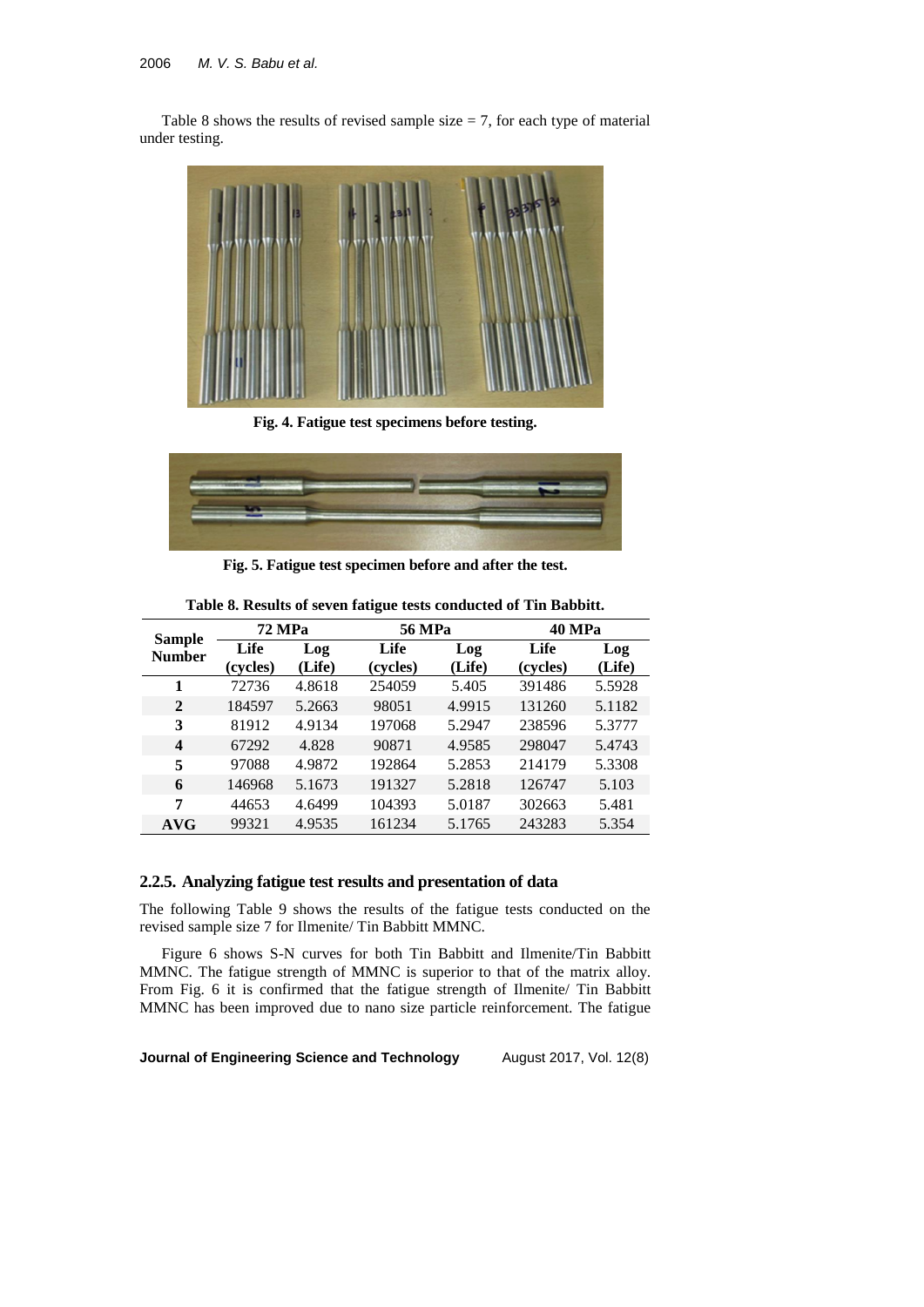Table 8 shows the results of revised sample size = 7, for each type of material under testing.

**Fig. 4. Fatigue test specimens before testing.**

**Fig. 5. Fatigue test specimen before and after the test.**

**Table 8. Results of seven fatigue tests conducted of Tin Babbitt.**

| Sample Number | 72 MPa | | 56 MPa | | 40 MPa | |
|---|---|---|---|---|---|---|
| | Life (cycles) | Log (Life) | Life (cycles) | Log (Life) | Life (cycles) | Log (Life) |
| **1** | 72736 | 4.8618 | 254059 | 5.405 | 391486 | 5.5928 |
| **2** | 184597 | 5.2663 | 98051 | 4.9915 | 131260 | 5.1182 |
| **3** | 81912 | 4.9134 | 197068 | 5.2947 | 238596 | 5.3777 |
| **4** | 67292 | 4.828 | 90871 | 4.9585 | 298047 | 5.4743 |
| **5** | 97088 | 4.9872 | 192864 | 5.2853 | 214179 | 5.3308 |
| **6** | 146968 | 5.1673 | 191327 | 5.2818 | 126747 | 5.103 |
| **7** | 44653 | 4.6499 | 104393 | 5.0187 | 302663 | 5.481 |
| **AVG** | 99321 | 4.9535 | 161234 | 5.1765 | 243283 | 5.354 |

### 2.2.5. Analyzing fatigue test results and presentation of data

The following Table 9 shows the results of the fatigue tests conducted on the revised sample size 7 for Ilmenite/ Tin Babbitt MMNC.

Figure 6 shows S-N curves for both Tin Babbitt and Ilmenite/Tin Babbitt MMNC. The fatigue strength of MMNC is superior to that of the matrix alloy. From Fig. 6 it is confirmed that the fatigue strength of Ilmenite/ Tin Babbitt MMNC has been improved due to nano size particle reinforcement. The fatigue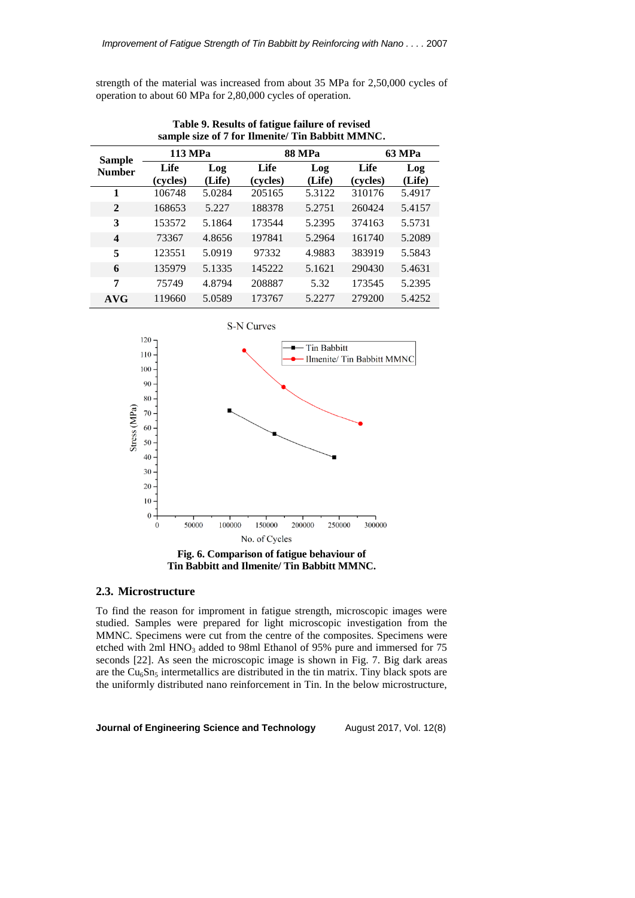strength of the material was increased from about 35 MPa for 2,50,000 cycles of operation to about 60 MPa for 2,80,000 cycles of operation.

**Table 9. Results of fatigue failure of revised sample size of 7 for Ilmenite/ Tin Babbitt MMNC.**

| Sample Number | 113 MPa | | 88 MPa | | 63 MPa | |
|---|---|---|---|---|---|---|
| | Life (cycles) | Log (Life) | Life (cycles) | Log (Life) | Life (cycles) | Log (Life) |
| **1** | 106748 | 5.0284 | 205165 | 5.3122 | 310176 | 5.4917 |
| **2** | 168653 | 5.227 | 188378 | 5.2751 | 260424 | 5.4157 |
| **3** | 153572 | 5.1864 | 173544 | 5.2395 | 374163 | 5.5731 |
| **4** | 73367 | 4.8656 | 197841 | 5.2964 | 161740 | 5.2089 |
| **5** | 123551 | 5.0919 | 97332 | 4.9883 | 383919 | 5.5843 |
| **6** | 135979 | 5.1335 | 145222 | 5.1621 | 290430 | 5.4631 |
| **7** | 75749 | 4.8794 | 208887 | 5.32 | 173545 | 5.2395 |
| **AVG** | 119660 | 5.0589 | 173767 | 5.2277 | 279200 | 5.4252 |

**Fig. 6. Comparison of fatigue behaviour of Tin Babbitt and Ilmenite/ Tin Babbitt MMNC.**

## 2.3. Microstructure

To find the reason for improment in fatigue strength, microscopic images were studied. Samples were prepared for light microscopic investigation from the MMNC. Specimens were cut from the centre of the composites. Specimens were etched with 2ml $HNO_3$ added to 98ml Ethanol of 95% pure and immersed for 75 seconds [22]. As seen the microscopic image is shown in Fig. 7. Big dark areas are the $Cu_6Sn_5$ intermetallics are distributed in the tin matrix. Tiny black spots are the uniformly distributed nano reinforcement in Tin. In the below microstructure,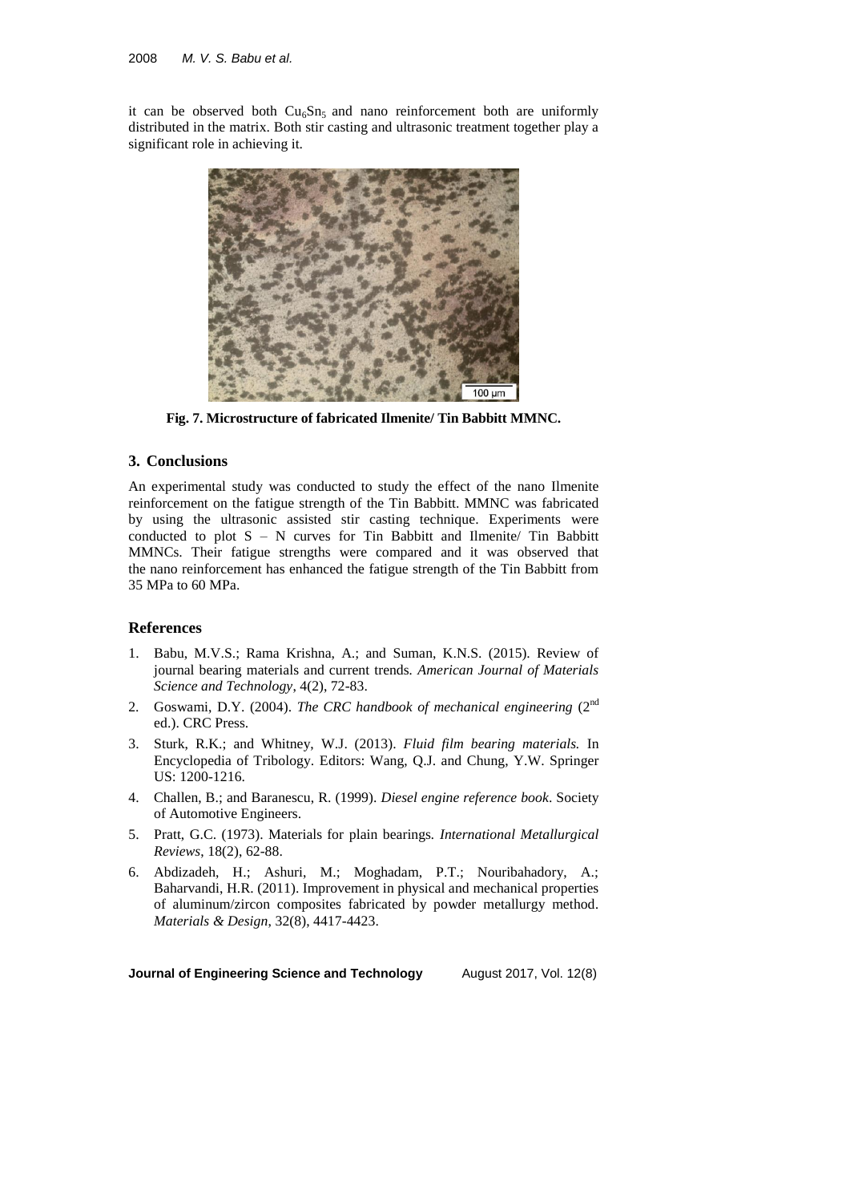it can be observed both $Cu_6Sn_5$ and nano reinforcement both are uniformly distributed in the matrix. Both stir casting and ultrasonic treatment together play a significant role in achieving it.

**Fig. 7. Microstructure of fabricated Ilmenite/ Tin Babbitt MMNC.**

## 3. Conclusions

An experimental study was conducted to study the effect of the nano Ilmenite reinforcement on the fatigue strength of the Tin Babbitt. MMNC was fabricated by using the ultrasonic assisted stir casting technique. Experiments were conducted to plot S – N curves for Tin Babbitt and Ilmenite/ Tin Babbitt MMNCs. Their fatigue strengths were compared and it was observed that the nano reinforcement has enhanced the fatigue strength of the Tin Babbitt from 35 MPa to 60 MPa.

## References

1. Babu, M.V.S.; Rama Krishna, A.; and Suman, K.N.S. (2015). Review of journal bearing materials and current trends. *American Journal of Materials Science and Technology*, 4(2), 72-83.
2. Goswami, D.Y. (2004). *The CRC handbook of mechanical engineering* (2nd ed.). CRC Press.
3. Sturk, R.K.; and Whitney, W.J. (2013). *Fluid film bearing materials.* In Encyclopedia of Tribology. Editors: Wang, Q.J. and Chung, Y.W. Springer US: 1200-1216.
4. Challen, B.; and Baranescu, R. (1999). *Diesel engine reference book*. Society of Automotive Engineers.
5. Pratt, G.C. (1973). Materials for plain bearings. *International Metallurgical Reviews*, 18(2), 62-88.
6. Abdizadeh, H.; Ashuri, M.; Moghadam, P.T.; Nouribahadory, A.; Baharvandi, H.R. (2011). Improvement in physical and mechanical properties of aluminum/zircon composites fabricated by powder metallurgy method. *Materials & Design*, 32(8), 4417-4423.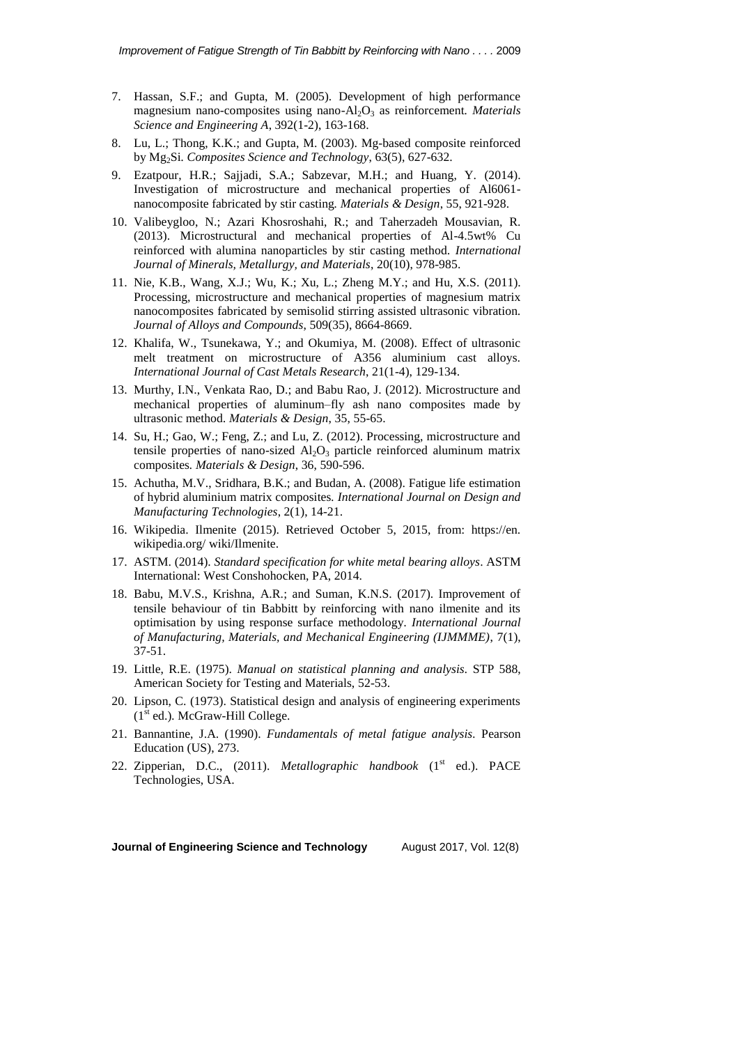7. Hassan, S.F.; and Gupta, M. (2005). Development of high performance magnesium nano-composites using nano-$Al_2O_3$ as reinforcement. *Materials Science and Engineering A*, 392(1-2), 163-168.
8. Lu, L.; Thong, K.K.; and Gupta, M. (2003). Mg-based composite reinforced by $Mg_2Si$. *Composites Science and Technology*, 63(5), 627-632.
9. Ezatpour, H.R.; Sajjadi, S.A.; Sabzevar, M.H.; and Huang, Y. (2014). Investigation of microstructure and mechanical properties of Al6061-nanocomposite fabricated by stir casting. *Materials & Design*, 55, 921-928.
10. Valibeygloo, N.; Azari Khosroshahi, R.; and Taherzadeh Mousavian, R. (2013). Microstructural and mechanical properties of Al-4.5wt% Cu reinforced with alumina nanoparticles by stir casting method. *International Journal of Minerals, Metallurgy, and Materials*, 20(10), 978-985.
11. Nie, K.B., Wang, X.J.; Wu, K.; Xu, L.; Zheng M.Y.; and Hu, X.S. (2011). Processing, microstructure and mechanical properties of magnesium matrix nanocomposites fabricated by semisolid stirring assisted ultrasonic vibration. *Journal of Alloys and Compounds*, 509(35), 8664-8669.
12. Khalifa, W., Tsunekawa, Y.; and Okumiya, M. (2008). Effect of ultrasonic melt treatment on microstructure of A356 aluminium cast alloys. *International Journal of Cast Metals Research*, 21(1-4), 129-134.
13. Murthy, I.N., Venkata Rao, D.; and Babu Rao, J. (2012). Microstructure and mechanical properties of aluminum–fly ash nano composites made by ultrasonic method. *Materials & Design*, 35, 55-65.
14. Su, H.; Gao, W.; Feng, Z.; and Lu, Z. (2012). Processing, microstructure and tensile properties of nano-sized $Al_2O_3$ particle reinforced aluminum matrix composites. *Materials & Design*, 36, 590-596.
15. Achutha, M.V., Sridhara, B.K.; and Budan, A. (2008). Fatigue life estimation of hybrid aluminium matrix composites. *International Journal on Design and Manufacturing Technologies*, 2(1), 14-21.
16. Wikipedia. Ilmenite (2015). Retrieved October 5, 2015, from: https://en.wikipedia.org/ wiki/Ilmenite.
17. ASTM. (2014). *Standard specification for white metal bearing alloys*. ASTM International: West Conshohocken, PA, 2014.
18. Babu, M.V.S., Krishna, A.R.; and Suman, K.N.S. (2017). Improvement of tensile behaviour of tin Babbitt by reinforcing with nano ilmenite and its optimisation by using response surface methodology. *International Journal of Manufacturing, Materials, and Mechanical Engineering (IJMMME)*, 7(1), 37-51.
19. Little, R.E. (1975). *Manual on statistical planning and analysis*. STP 588, American Society for Testing and Materials, 52-53.
20. Lipson, C. (1973). Statistical design and analysis of engineering experiments (1st ed.). McGraw-Hill College.
21. Bannantine, J.A. (1990). *Fundamentals of metal fatigue analysis*. Pearson Education (US), 273.
22. Zipperian, D.C., (2011). *Metallographic handbook* (1st ed.). PACE Technologies, USA.